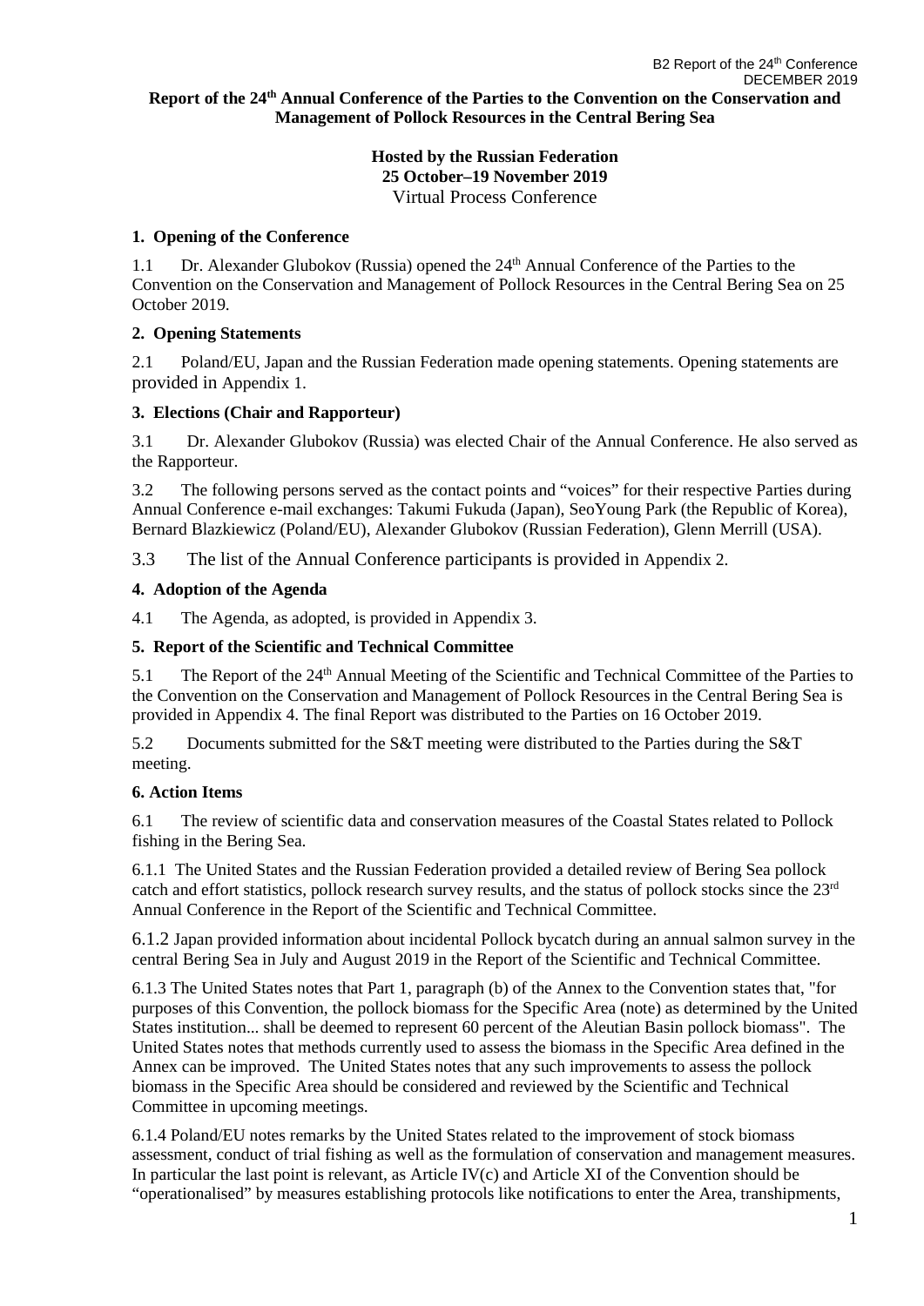**Report of the 24th Annual Conference of the Parties to the Convention on the Conservation and Management of Pollock Resources in the Central Bering Sea**

**Hosted by the Russian Federation**
**25 October–19 November 2019**
Virtual Process Conference

## 1. Opening of the Conference

1.1 Dr. Alexander Glubokov (Russia) opened the 24th Annual Conference of the Parties to the Convention on the Conservation and Management of Pollock Resources in the Central Bering Sea on 25 October 2019.

## 2. Opening Statements

2.1 Poland/EU, Japan and the Russian Federation made opening statements. Opening statements are provided in Appendix 1.

## 3. Elections (Chair and Rapporteur)

3.1 Dr. Alexander Glubokov (Russia) was elected Chair of the Annual Conference. He also served as the Rapporteur.

3.2 The following persons served as the contact points and "voices" for their respective Parties during Annual Conference e-mail exchanges: Takumi Fukuda (Japan), SeoYoung Park (the Republic of Korea), Bernard Blazkiewicz (Poland/EU), Alexander Glubokov (Russian Federation), Glenn Merrill (USA).

3.3 The list of the Annual Conference participants is provided in Appendix 2.

## 4. Adoption of the Agenda

4.1 The Agenda, as adopted, is provided in Appendix 3.

## 5. Report of the Scientific and Technical Committee

5.1 The Report of the 24th Annual Meeting of the Scientific and Technical Committee of the Parties to the Convention on the Conservation and Management of Pollock Resources in the Central Bering Sea is provided in Appendix 4. The final Report was distributed to the Parties on 16 October 2019.

5.2 Documents submitted for the S&T meeting were distributed to the Parties during the S&T meeting.

## 6. Action Items

6.1 The review of scientific data and conservation measures of the Coastal States related to Pollock fishing in the Bering Sea.

6.1.1 The United States and the Russian Federation provided a detailed review of Bering Sea pollock catch and effort statistics, pollock research survey results, and the status of pollock stocks since the 23rd Annual Conference in the Report of the Scientific and Technical Committee.

6.1.2 Japan provided information about incidental Pollock bycatch during an annual salmon survey in the central Bering Sea in July and August 2019 in the Report of the Scientific and Technical Committee.

6.1.3 The United States notes that Part 1, paragraph (b) of the Annex to the Convention states that, "for purposes of this Convention, the pollock biomass for the Specific Area (note) as determined by the United States institution... shall be deemed to represent 60 percent of the Aleutian Basin pollock biomass". The United States notes that methods currently used to assess the biomass in the Specific Area defined in the Annex can be improved. The United States notes that any such improvements to assess the pollock biomass in the Specific Area should be considered and reviewed by the Scientific and Technical Committee in upcoming meetings.

6.1.4 Poland/EU notes remarks by the United States related to the improvement of stock biomass assessment, conduct of trial fishing as well as the formulation of conservation and management measures. In particular the last point is relevant, as Article IV(c) and Article XI of the Convention should be "operationalised" by measures establishing protocols like notifications to enter the Area, transhipments,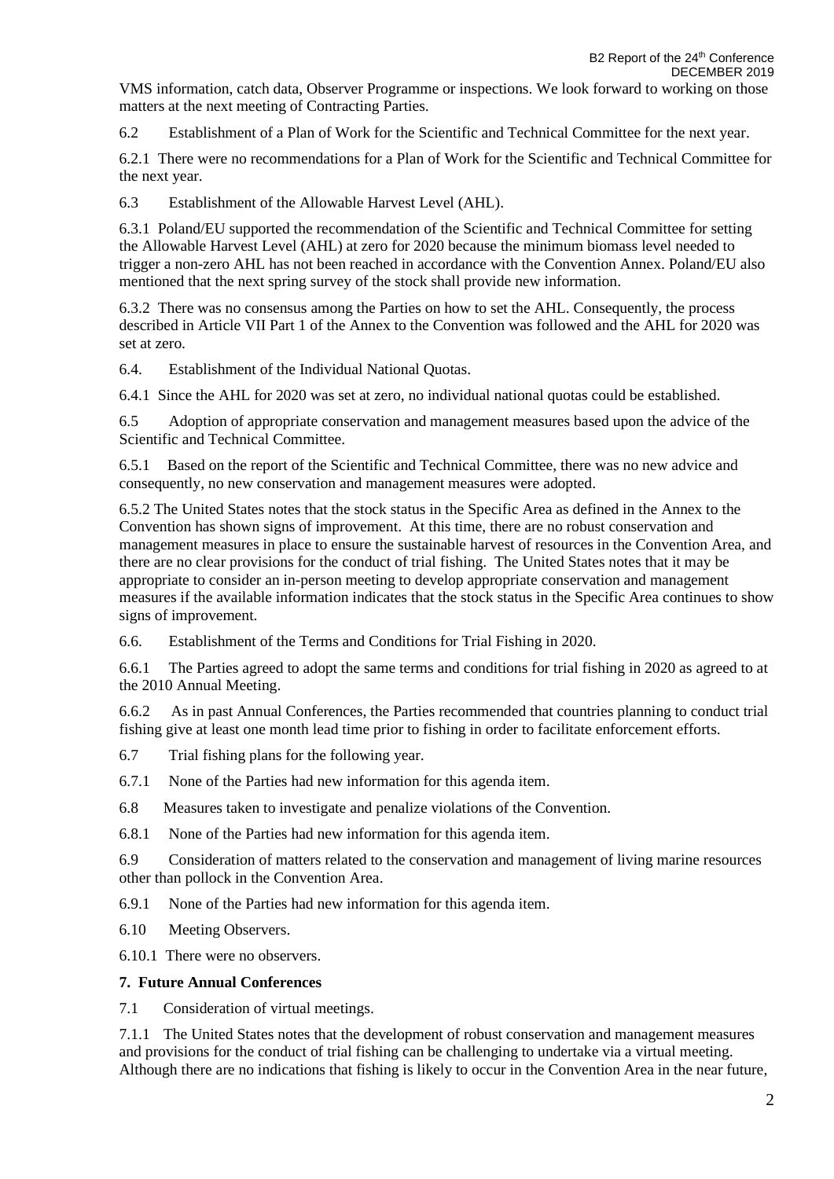VMS information, catch data, Observer Programme or inspections. We look forward to working on those matters at the next meeting of Contracting Parties.

6.2 Establishment of a Plan of Work for the Scientific and Technical Committee for the next year.

6.2.1 There were no recommendations for a Plan of Work for the Scientific and Technical Committee for the next year.

6.3 Establishment of the Allowable Harvest Level (AHL).

6.3.1 Poland/EU supported the recommendation of the Scientific and Technical Committee for setting the Allowable Harvest Level (AHL) at zero for 2020 because the minimum biomass level needed to trigger a non-zero AHL has not been reached in accordance with the Convention Annex. Poland/EU also mentioned that the next spring survey of the stock shall provide new information.

6.3.2 There was no consensus among the Parties on how to set the AHL. Consequently, the process described in Article VII Part 1 of the Annex to the Convention was followed and the AHL for 2020 was set at zero.

6.4. Establishment of the Individual National Quotas.

6.4.1 Since the AHL for 2020 was set at zero, no individual national quotas could be established.

6.5 Adoption of appropriate conservation and management measures based upon the advice of the Scientific and Technical Committee.

6.5.1 Based on the report of the Scientific and Technical Committee, there was no new advice and consequently, no new conservation and management measures were adopted.

6.5.2 The United States notes that the stock status in the Specific Area as defined in the Annex to the Convention has shown signs of improvement. At this time, there are no robust conservation and management measures in place to ensure the sustainable harvest of resources in the Convention Area, and there are no clear provisions for the conduct of trial fishing. The United States notes that it may be appropriate to consider an in-person meeting to develop appropriate conservation and management measures if the available information indicates that the stock status in the Specific Area continues to show signs of improvement.

6.6. Establishment of the Terms and Conditions for Trial Fishing in 2020.

6.6.1 The Parties agreed to adopt the same terms and conditions for trial fishing in 2020 as agreed to at the 2010 Annual Meeting.

6.6.2 As in past Annual Conferences, the Parties recommended that countries planning to conduct trial fishing give at least one month lead time prior to fishing in order to facilitate enforcement efforts.

6.7 Trial fishing plans for the following year.

6.7.1 None of the Parties had new information for this agenda item.

6.8 Measures taken to investigate and penalize violations of the Convention.

6.8.1 None of the Parties had new information for this agenda item.

6.9 Consideration of matters related to the conservation and management of living marine resources other than pollock in the Convention Area.

6.9.1 None of the Parties had new information for this agenda item.

6.10 Meeting Observers.

6.10.1 There were no observers.

**7. Future Annual Conferences**

7.1 Consideration of virtual meetings.

7.1.1 The United States notes that the development of robust conservation and management measures and provisions for the conduct of trial fishing can be challenging to undertake via a virtual meeting. Although there are no indications that fishing is likely to occur in the Convention Area in the near future,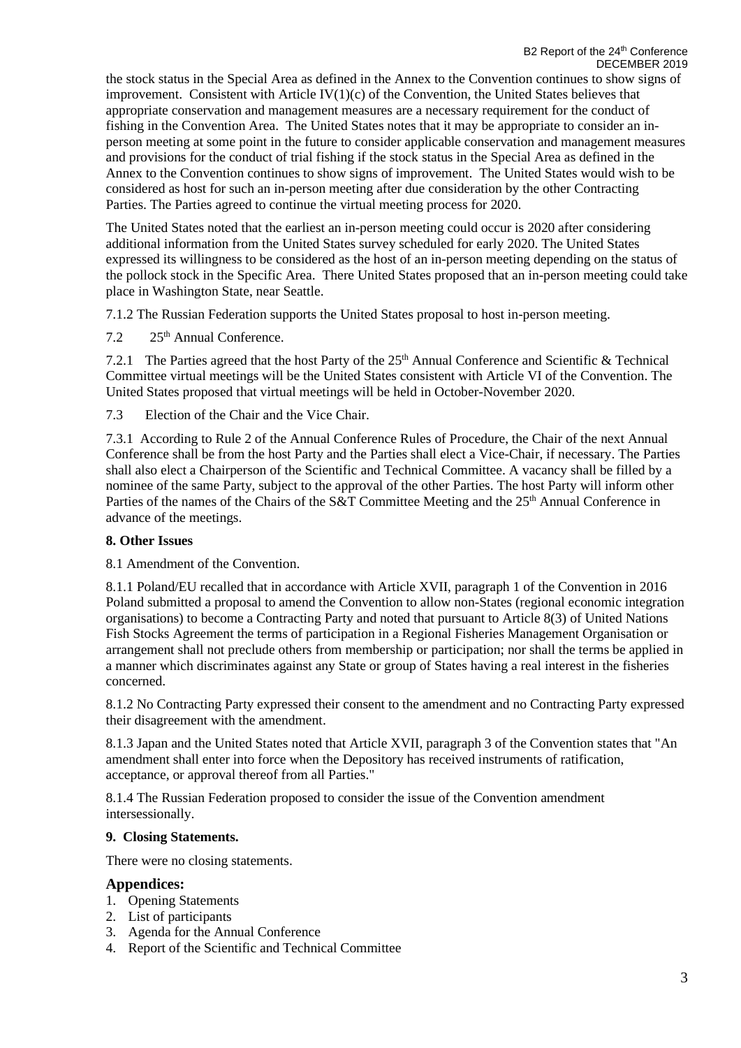the stock status in the Special Area as defined in the Annex to the Convention continues to show signs of improvement. Consistent with Article IV(1)(c) of the Convention, the United States believes that appropriate conservation and management measures are a necessary requirement for the conduct of fishing in the Convention Area. The United States notes that it may be appropriate to consider an in-person meeting at some point in the future to consider applicable conservation and management measures and provisions for the conduct of trial fishing if the stock status in the Special Area as defined in the Annex to the Convention continues to show signs of improvement. The United States would wish to be considered as host for such an in-person meeting after due consideration by the other Contracting Parties. The Parties agreed to continue the virtual meeting process for 2020.

The United States noted that the earliest an in-person meeting could occur is 2020 after considering additional information from the United States survey scheduled for early 2020. The United States expressed its willingness to be considered as the host of an in-person meeting depending on the status of the pollock stock in the Specific Area. There United States proposed that an in-person meeting could take place in Washington State, near Seattle.

7.1.2 The Russian Federation supports the United States proposal to host in-person meeting.

7.2 25th Annual Conference.

7.2.1 The Parties agreed that the host Party of the 25th Annual Conference and Scientific & Technical Committee virtual meetings will be the United States consistent with Article VI of the Convention. The United States proposed that virtual meetings will be held in October-November 2020.

7.3 Election of the Chair and the Vice Chair.

7.3.1 According to Rule 2 of the Annual Conference Rules of Procedure, the Chair of the next Annual Conference shall be from the host Party and the Parties shall elect a Vice-Chair, if necessary. The Parties shall also elect a Chairperson of the Scientific and Technical Committee. A vacancy shall be filled by a nominee of the same Party, subject to the approval of the other Parties. The host Party will inform other Parties of the names of the Chairs of the S&T Committee Meeting and the 25th Annual Conference in advance of the meetings.

**8. Other Issues**

8.1 Amendment of the Convention.

8.1.1 Poland/EU recalled that in accordance with Article XVII, paragraph 1 of the Convention in 2016 Poland submitted a proposal to amend the Convention to allow non-States (regional economic integration organisations) to become a Contracting Party and noted that pursuant to Article 8(3) of United Nations Fish Stocks Agreement the terms of participation in a Regional Fisheries Management Organisation or arrangement shall not preclude others from membership or participation; nor shall the terms be applied in a manner which discriminates against any State or group of States having a real interest in the fisheries concerned.

8.1.2 No Contracting Party expressed their consent to the amendment and no Contracting Party expressed their disagreement with the amendment.

8.1.3 Japan and the United States noted that Article XVII, paragraph 3 of the Convention states that "An amendment shall enter into force when the Depository has received instruments of ratification, acceptance, or approval thereof from all Parties."

8.1.4 The Russian Federation proposed to consider the issue of the Convention amendment intersessionally.

**9. Closing Statements.**

There were no closing statements.

## Appendices:

1. Opening Statements
2. List of participants
3. Agenda for the Annual Conference
4. Report of the Scientific and Technical Committee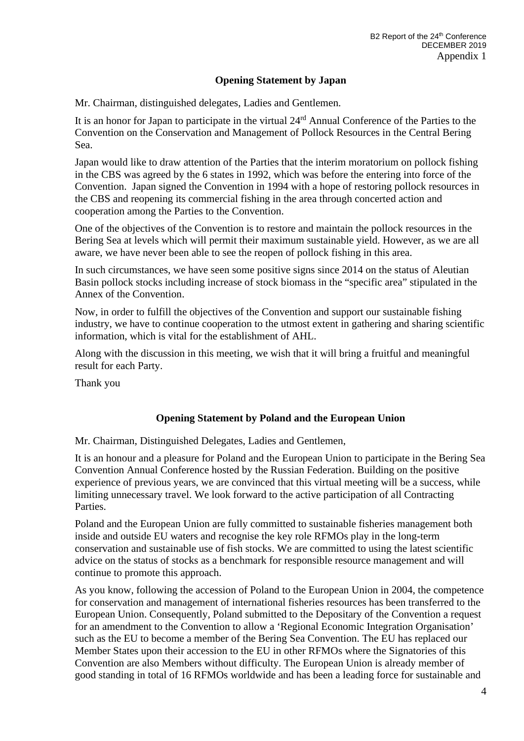Appendix 1

## Opening Statement by Japan

Mr. Chairman, distinguished delegates, Ladies and Gentlemen.

It is an honor for Japan to participate in the virtual 24rd Annual Conference of the Parties to the Convention on the Conservation and Management of Pollock Resources in the Central Bering Sea.

Japan would like to draw attention of the Parties that the interim moratorium on pollock fishing in the CBS was agreed by the 6 states in 1992, which was before the entering into force of the Convention. Japan signed the Convention in 1994 with a hope of restoring pollock resources in the CBS and reopening its commercial fishing in the area through concerted action and cooperation among the Parties to the Convention.

One of the objectives of the Convention is to restore and maintain the pollock resources in the Bering Sea at levels which will permit their maximum sustainable yield. However, as we are all aware, we have never been able to see the reopen of pollock fishing in this area.

In such circumstances, we have seen some positive signs since 2014 on the status of Aleutian Basin pollock stocks including increase of stock biomass in the "specific area" stipulated in the Annex of the Convention.

Now, in order to fulfill the objectives of the Convention and support our sustainable fishing industry, we have to continue cooperation to the utmost extent in gathering and sharing scientific information, which is vital for the establishment of AHL.

Along with the discussion in this meeting, we wish that it will bring a fruitful and meaningful result for each Party.

Thank you

## Opening Statement by Poland and the European Union

Mr. Chairman, Distinguished Delegates, Ladies and Gentlemen,

It is an honour and a pleasure for Poland and the European Union to participate in the Bering Sea Convention Annual Conference hosted by the Russian Federation. Building on the positive experience of previous years, we are convinced that this virtual meeting will be a success, while limiting unnecessary travel. We look forward to the active participation of all Contracting Parties.

Poland and the European Union are fully committed to sustainable fisheries management both inside and outside EU waters and recognise the key role RFMOs play in the long-term conservation and sustainable use of fish stocks. We are committed to using the latest scientific advice on the status of stocks as a benchmark for responsible resource management and will continue to promote this approach.

As you know, following the accession of Poland to the European Union in 2004, the competence for conservation and management of international fisheries resources has been transferred to the European Union. Consequently, Poland submitted to the Depositary of the Convention a request for an amendment to the Convention to allow a 'Regional Economic Integration Organisation' such as the EU to become a member of the Bering Sea Convention. The EU has replaced our Member States upon their accession to the EU in other RFMOs where the Signatories of this Convention are also Members without difficulty. The European Union is already member of good standing in total of 16 RFMOs worldwide and has been a leading force for sustainable and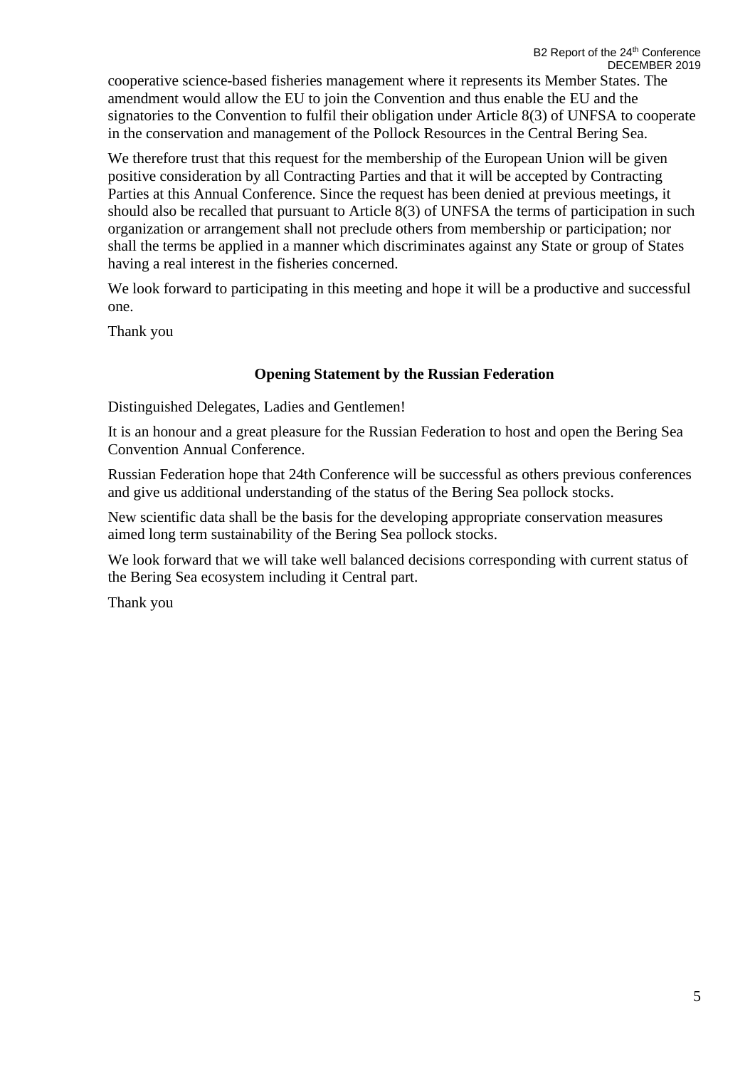cooperative science-based fisheries management where it represents its Member States. The amendment would allow the EU to join the Convention and thus enable the EU and the signatories to the Convention to fulfil their obligation under Article 8(3) of UNFSA to cooperate in the conservation and management of the Pollock Resources in the Central Bering Sea.

We therefore trust that this request for the membership of the European Union will be given positive consideration by all Contracting Parties and that it will be accepted by Contracting Parties at this Annual Conference. Since the request has been denied at previous meetings, it should also be recalled that pursuant to Article 8(3) of UNFSA the terms of participation in such organization or arrangement shall not preclude others from membership or participation; nor shall the terms be applied in a manner which discriminates against any State or group of States having a real interest in the fisheries concerned.

We look forward to participating in this meeting and hope it will be a productive and successful one.

Thank you

### Opening Statement by the Russian Federation

Distinguished Delegates, Ladies and Gentlemen!

It is an honour and a great pleasure for the Russian Federation to host and open the Bering Sea Convention Annual Conference.

Russian Federation hope that 24th Conference will be successful as others previous conferences and give us additional understanding of the status of the Bering Sea pollock stocks.

New scientific data shall be the basis for the developing appropriate conservation measures aimed long term sustainability of the Bering Sea pollock stocks.

We look forward that we will take well balanced decisions corresponding with current status of the Bering Sea ecosystem including it Central part.

Thank you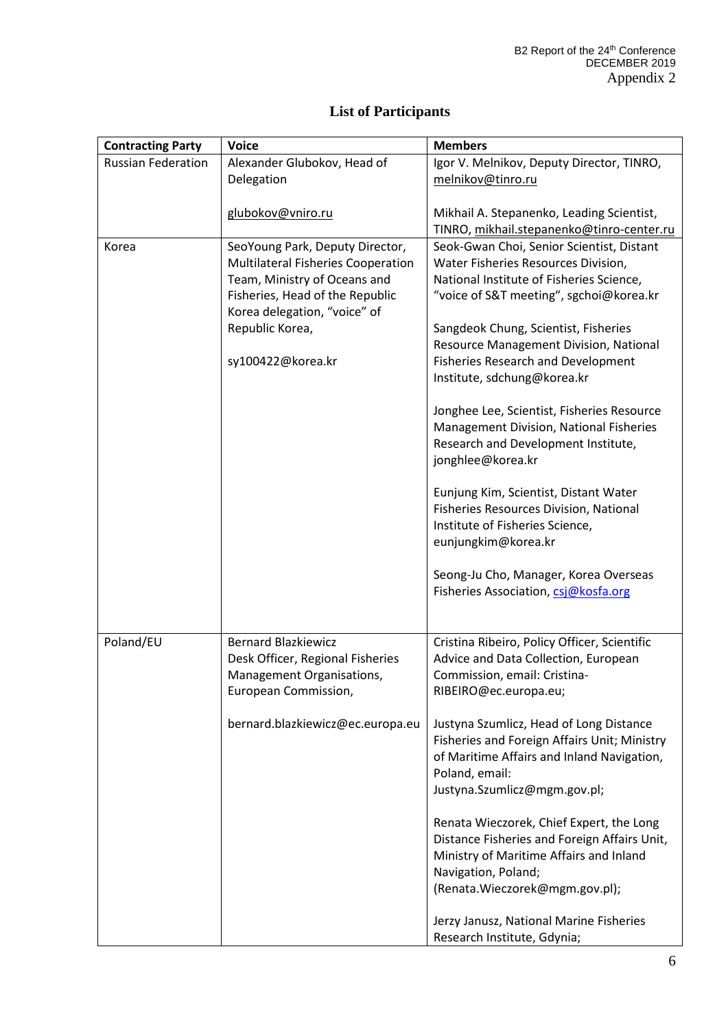# List of Participants

| Contracting Party | Voice | Members |
|---|---|---|
| Russian Federation | Alexander Glubokov, Head of Delegation<br><br>glubokov@vniro.ru | Igor V. Melnikov, Deputy Director, TINRO, melnikov@tinro.ru<br><br>Mikhail A. Stepanenko, Leading Scientist, TINRO, mikhail.stepanenko@tinro-center.ru |
| Korea | SeoYoung Park, Deputy Director, Multilateral Fisheries Cooperation Team, Ministry of Oceans and Fisheries, Head of the Republic Korea delegation, "voice" of Republic Korea,<br><br>sy100422@korea.kr | Seok-Gwan Choi, Senior Scientist, Distant Water Fisheries Resources Division, National Institute of Fisheries Science, "voice of S&T meeting", sgchoi@korea.kr<br><br>Sangdeok Chung, Scientist, Fisheries Resource Management Division, National Fisheries Research and Development Institute, sdchung@korea.kr<br><br>Jonghee Lee, Scientist, Fisheries Resource Management Division, National Fisheries Research and Development Institute, jonghlee@korea.kr<br><br>Eunjung Kim, Scientist, Distant Water Fisheries Resources Division, National Institute of Fisheries Science, eunjungkim@korea.kr<br><br>Seong-Ju Cho, Manager, Korea Overseas Fisheries Association, csj@kosfa.org |
| Poland/EU | Bernard Blazkiewicz<br>Desk Officer, Regional Fisheries Management Organisations, European Commission,<br><br>bernard.blazkiewicz@ec.europa.eu | Cristina Ribeiro, Policy Officer, Scientific Advice and Data Collection, European Commission, email: Cristina-RIBEIRO@ec.europa.eu;<br><br>Justyna Szumlicz, Head of Long Distance Fisheries and Foreign Affairs Unit; Ministry of Maritime Affairs and Inland Navigation, Poland, email: Justyna.Szumlicz@mgm.gov.pl;<br><br>Renata Wieczorek, Chief Expert, the Long Distance Fisheries and Foreign Affairs Unit, Ministry of Maritime Affairs and Inland Navigation, Poland; (Renata.Wieczorek@mgm.gov.pl);<br><br>Jerzy Janusz, National Marine Fisheries Research Institute, Gdynia; |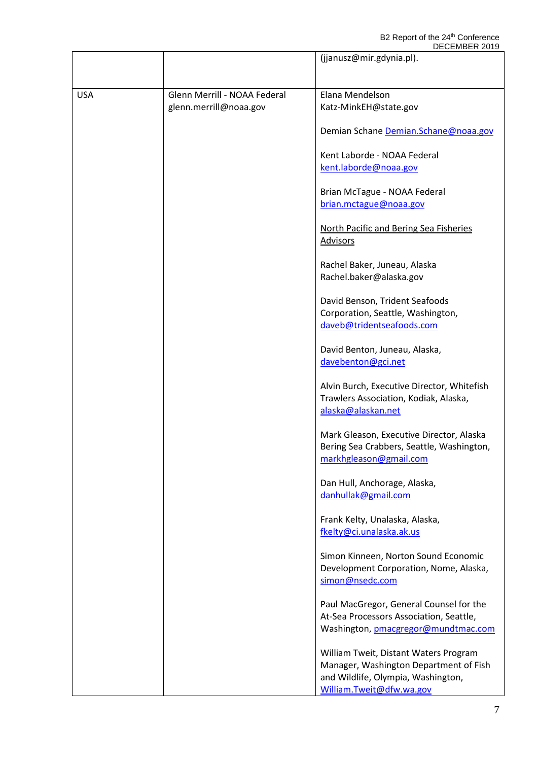| | | |
|---|---|---|
| | | (jjanusz@mir.gdynia.pl). |
| USA | Glenn Merrill - NOAA Federal glenn.merrill@noaa.gov | Elana Mendelson Katz-MinkEH@state.gov<br><br>Demian Schane Demian.Schane@noaa.gov<br><br>Kent Laborde - NOAA Federal kent.laborde@noaa.gov<br><br>Brian McTague - NOAA Federal brian.mctague@noaa.gov<br><br>North Pacific and Bering Sea Fisheries Advisors<br><br>Rachel Baker, Juneau, Alaska Rachel.baker@alaska.gov<br><br>David Benson, Trident Seafoods Corporation, Seattle, Washington, daveb@tridentseafoods.com<br><br>David Benton, Juneau, Alaska, davebenton@gci.net<br><br>Alvin Burch, Executive Director, Whitefish Trawlers Association, Kodiak, Alaska, alaska@alaskan.net<br><br>Mark Gleason, Executive Director, Alaska Bering Sea Crabbers, Seattle, Washington, markhgleason@gmail.com<br><br>Dan Hull, Anchorage, Alaska, danhullak@gmail.com<br><br>Frank Kelty, Unalaska, Alaska, fkelty@ci.unalaska.ak.us<br><br>Simon Kinneen, Norton Sound Economic Development Corporation, Nome, Alaska, simon@nsedc.com<br><br>Paul MacGregor, General Counsel for the At-Sea Processors Association, Seattle, Washington, pmacgregor@mundtmac.com<br><br>William Tweit, Distant Waters Program Manager, Washington Department of Fish and Wildlife, Olympia, Washington, William.Tweit@dfw.wa.gov |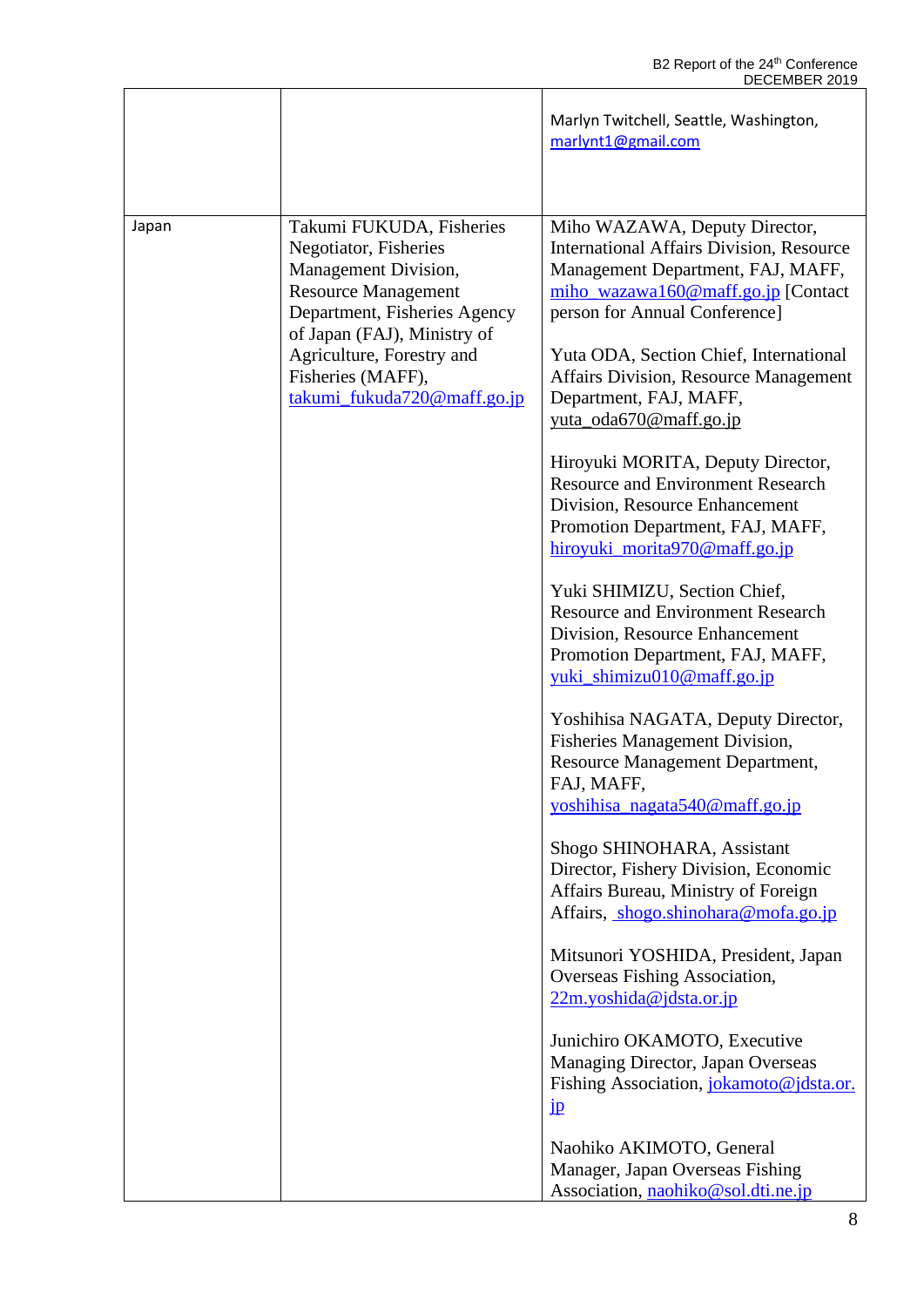| | | |
|---|---|---|
| | | Marlyn Twitchell, Seattle, Washington, marlynt1@gmail.com |
| Japan | Takumi FUKUDA, Fisheries Negotiator, Fisheries Management Division, Resource Management Department, Fisheries Agency of Japan (FAJ), Ministry of Agriculture, Forestry and Fisheries (MAFF), takumi_fukuda720@maff.go.jp | Miho WAZAWA, Deputy Director, International Affairs Division, Resource Management Department, FAJ, MAFF, miho_wazawa160@maff.go.jp [Contact person for Annual Conference]<br><br>Yuta ODA, Section Chief, International Affairs Division, Resource Management Department, FAJ, MAFF, yuta_oda670@maff.go.jp<br><br>Hiroyuki MORITA, Deputy Director, Resource and Environment Research Division, Resource Enhancement Promotion Department, FAJ, MAFF, hiroyuki_morita970@maff.go.jp<br><br>Yuki SHIMIZU, Section Chief, Resource and Environment Research Division, Resource Enhancement Promotion Department, FAJ, MAFF, yuki_shimizu010@maff.go.jp<br><br>Yoshihisa NAGATA, Deputy Director, Fisheries Management Division, Resource Management Department, FAJ, MAFF, yoshihisa_nagata540@maff.go.jp<br><br>Shogo SHINOHARA, Assistant Director, Fishery Division, Economic Affairs Bureau, Ministry of Foreign Affairs, shogo.shinohara@mofa.go.jp<br><br>Mitsunori YOSHIDA, President, Japan Overseas Fishing Association, 22m.yoshida@jdsta.or.jp<br><br>Junichiro OKAMOTO, Executive Managing Director, Japan Overseas Fishing Association, jokamoto@jdsta.or.jp<br><br>Naohiko AKIMOTO, General Manager, Japan Overseas Fishing Association, naohiko@sol.dti.ne.jp |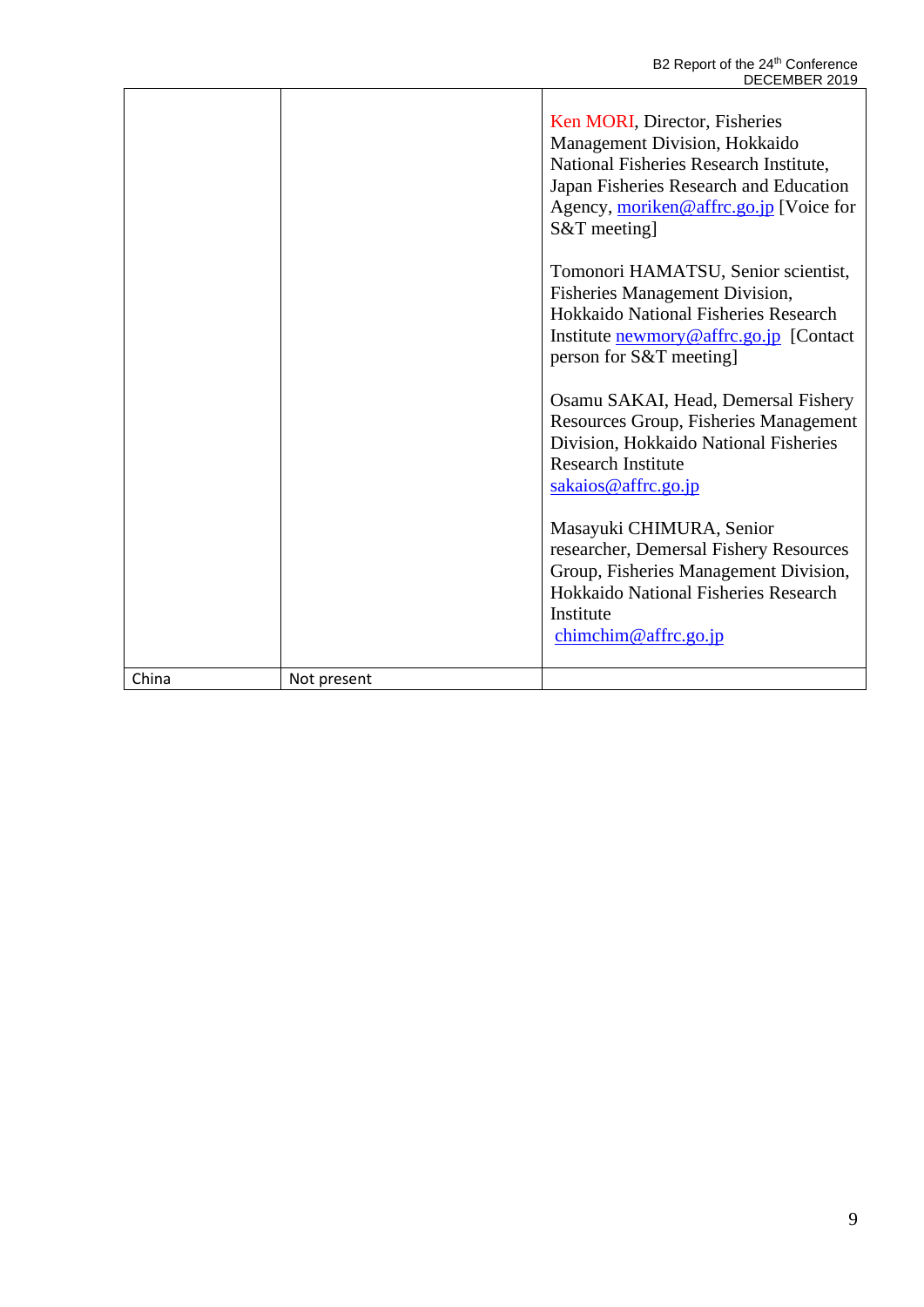| | | |
|---|---|---|
| | | Ken MORI, Director, Fisheries Management Division, Hokkaido National Fisheries Research Institute, Japan Fisheries Research and Education Agency, moriken@affrc.go.jp [Voice for S&T meeting]<br><br>Tomonori HAMATSU, Senior scientist, Fisheries Management Division, Hokkaido National Fisheries Research Institute newmory@affrc.go.jp [Contact person for S&T meeting]<br><br>Osamu SAKAI, Head, Demersal Fishery Resources Group, Fisheries Management Division, Hokkaido National Fisheries Research Institute sakaios@affrc.go.jp<br><br>Masayuki CHIMURA, Senior researcher, Demersal Fishery Resources Group, Fisheries Management Division, Hokkaido National Fisheries Research Institute chimchim@affrc.go.jp |
| China | Not present | |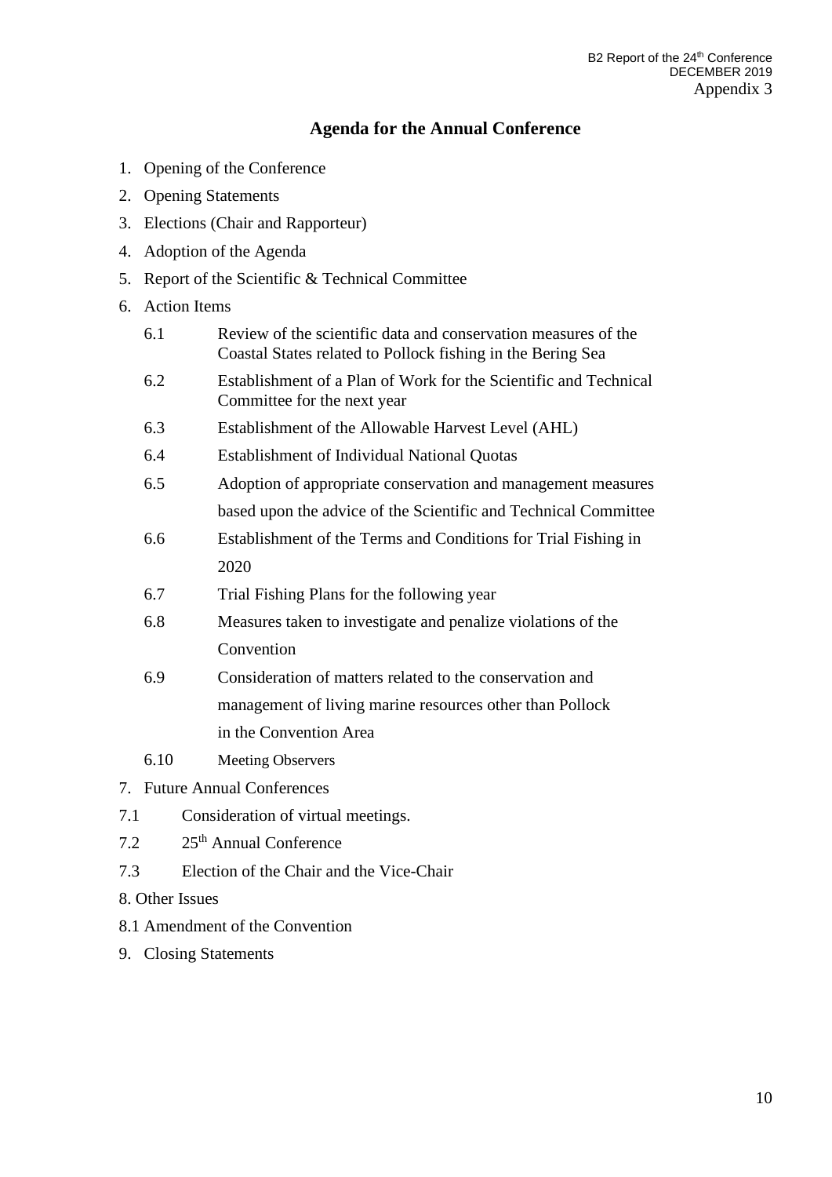Appendix 3

## Agenda for the Annual Conference

1. Opening of the Conference
2. Opening Statements
3. Elections (Chair and Rapporteur)
4. Adoption of the Agenda
5. Report of the Scientific & Technical Committee
6. Action Items
   - 6.1 Review of the scientific data and conservation measures of the Coastal States related to Pollock fishing in the Bering Sea
   - 6.2 Establishment of a Plan of Work for the Scientific and Technical Committee for the next year
   - 6.3 Establishment of the Allowable Harvest Level (AHL)
   - 6.4 Establishment of Individual National Quotas
   - 6.5 Adoption of appropriate conservation and management measures based upon the advice of the Scientific and Technical Committee
   - 6.6 Establishment of the Terms and Conditions for Trial Fishing in 2020
   - 6.7 Trial Fishing Plans for the following year
   - 6.8 Measures taken to investigate and penalize violations of the Convention
   - 6.9 Consideration of matters related to the conservation and management of living marine resources other than Pollock in the Convention Area
   - 6.10 Meeting Observers
7. Future Annual Conferences
   - 7.1 Consideration of virtual meetings.
   - 7.2 25th Annual Conference
   - 7.3 Election of the Chair and the Vice-Chair
8. Other Issues
   - 8.1 Amendment of the Convention
9. Closing Statements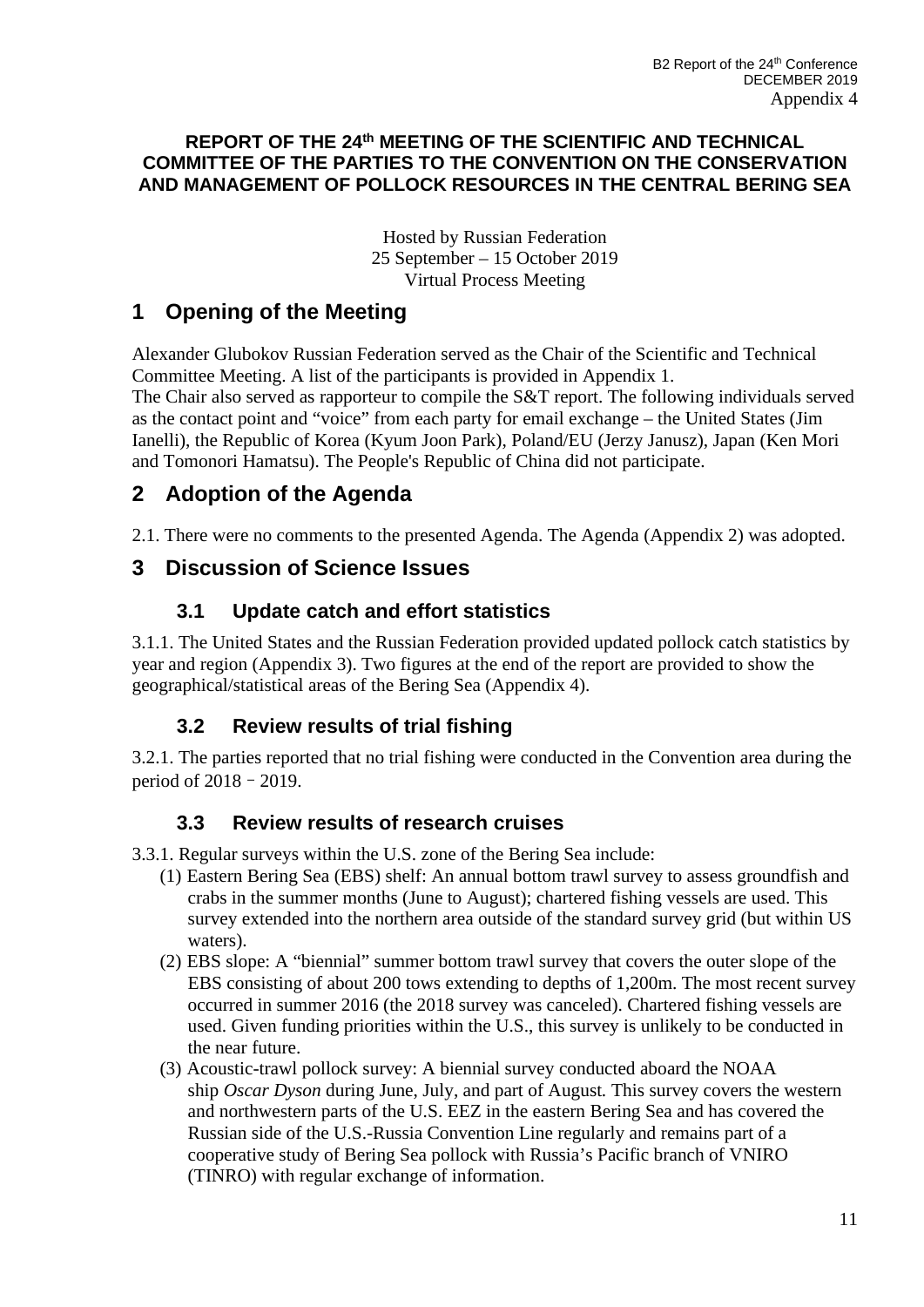**REPORT OF THE 24th MEETING OF THE SCIENTIFIC AND TECHNICAL COMMITTEE OF THE PARTIES TO THE CONVENTION ON THE CONSERVATION AND MANAGEMENT OF POLLOCK RESOURCES IN THE CENTRAL BERING SEA**

Hosted by Russian Federation
25 September – 15 October 2019
Virtual Process Meeting

# 1 Opening of the Meeting

Alexander Glubokov Russian Federation served as the Chair of the Scientific and Technical Committee Meeting. A list of the participants is provided in Appendix 1.
The Chair also served as rapporteur to compile the S&T report. The following individuals served as the contact point and "voice" from each party for email exchange – the United States (Jim Ianelli), the Republic of Korea (Kyum Joon Park), Poland/EU (Jerzy Janusz), Japan (Ken Mori and Tomonori Hamatsu). The People's Republic of China did not participate.

# 2 Adoption of the Agenda

2.1. There were no comments to the presented Agenda. The Agenda (Appendix 2) was adopted.

# 3 Discussion of Science Issues

## 3.1 Update catch and effort statistics

3.1.1. The United States and the Russian Federation provided updated pollock catch statistics by year and region (Appendix 3). Two figures at the end of the report are provided to show the geographical/statistical areas of the Bering Sea (Appendix 4).

## 3.2 Review results of trial fishing

3.2.1. The parties reported that no trial fishing were conducted in the Convention area during the period of 2018 – 2019.

## 3.3 Review results of research cruises

3.3.1. Regular surveys within the U.S. zone of the Bering Sea include:

(1) Eastern Bering Sea (EBS) shelf: An annual bottom trawl survey to assess groundfish and crabs in the summer months (June to August); chartered fishing vessels are used. This survey extended into the northern area outside of the standard survey grid (but within US waters).

(2) EBS slope: A "biennial" summer bottom trawl survey that covers the outer slope of the EBS consisting of about 200 tows extending to depths of 1,200m. The most recent survey occurred in summer 2016 (the 2018 survey was canceled). Chartered fishing vessels are used. Given funding priorities within the U.S., this survey is unlikely to be conducted in the near future.

(3) Acoustic-trawl pollock survey: A biennial survey conducted aboard the NOAA ship *Oscar Dyson* during June, July, and part of August. This survey covers the western and northwestern parts of the U.S. EEZ in the eastern Bering Sea and has covered the Russian side of the U.S.-Russia Convention Line regularly and remains part of a cooperative study of Bering Sea pollock with Russia's Pacific branch of VNIRO (TINRO) with regular exchange of information.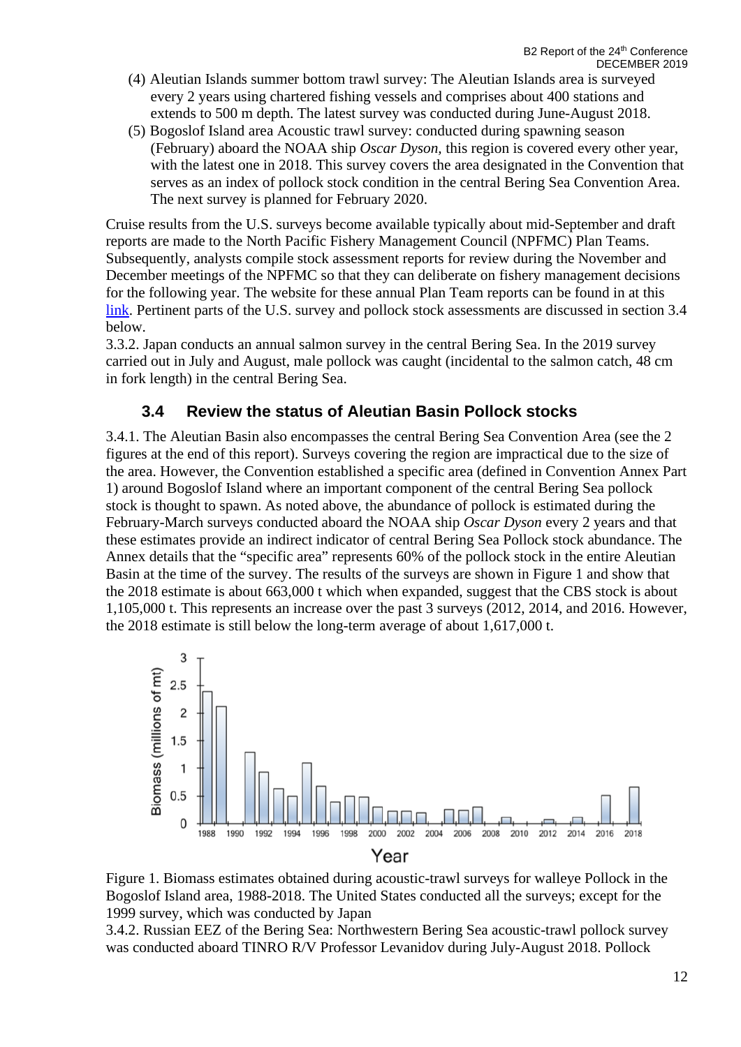(4) Aleutian Islands summer bottom trawl survey: The Aleutian Islands area is surveyed every 2 years using chartered fishing vessels and comprises about 400 stations and extends to 500 m depth. The latest survey was conducted during June-August 2018.

(5) Bogoslof Island area Acoustic trawl survey: conducted during spawning season (February) aboard the NOAA ship *Oscar Dyson*, this region is covered every other year, with the latest one in 2018. This survey covers the area designated in the Convention that serves as an index of pollock stock condition in the central Bering Sea Convention Area. The next survey is planned for February 2020.

Cruise results from the U.S. surveys become available typically about mid-September and draft reports are made to the North Pacific Fishery Management Council (NPFMC) Plan Teams. Subsequently, analysts compile stock assessment reports for review during the November and December meetings of the NPFMC so that they can deliberate on fishery management decisions for the following year. The website for these annual Plan Team reports can be found in at this link. Pertinent parts of the U.S. survey and pollock stock assessments are discussed in section 3.4 below.

3.3.2. Japan conducts an annual salmon survey in the central Bering Sea. In the 2019 survey carried out in July and August, male pollock was caught (incidental to the salmon catch, 48 cm in fork length) in the central Bering Sea.

## 3.4 Review the status of Aleutian Basin Pollock stocks

3.4.1. The Aleutian Basin also encompasses the central Bering Sea Convention Area (see the 2 figures at the end of this report). Surveys covering the region are impractical due to the size of the area. However, the Convention established a specific area (defined in Convention Annex Part 1) around Bogoslof Island where an important component of the central Bering Sea pollock stock is thought to spawn. As noted above, the abundance of pollock is estimated during the February-March surveys conducted aboard the NOAA ship *Oscar Dyson* every 2 years and that these estimates provide an indirect indicator of central Bering Sea Pollock stock abundance. The Annex details that the "specific area" represents 60% of the pollock stock in the entire Aleutian Basin at the time of the survey. The results of the surveys are shown in Figure 1 and show that the 2018 estimate is about 663,000 t which when expanded, suggest that the CBS stock is about 1,105,000 t. This represents an increase over the past 3 surveys (2012, 2014, and 2016. However, the 2018 estimate is still below the long-term average of about 1,617,000 t.

Figure 1. Biomass estimates obtained during acoustic-trawl surveys for walleye Pollock in the Bogoslof Island area, 1988-2018. The United States conducted all the surveys; except for the 1999 survey, which was conducted by Japan

3.4.2. Russian EEZ of the Bering Sea: Northwestern Bering Sea acoustic-trawl pollock survey was conducted aboard TINRO R/V Professor Levanidov during July-August 2018. Pollock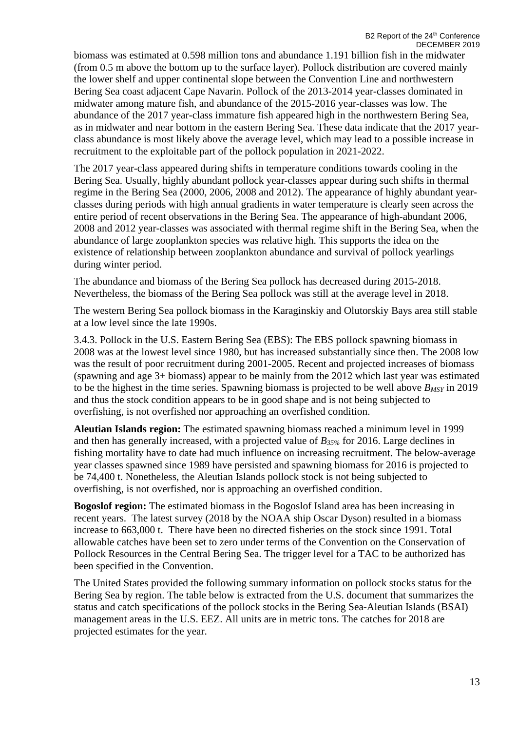biomass was estimated at 0.598 million tons and abundance 1.191 billion fish in the midwater (from 0.5 m above the bottom up to the surface layer). Pollock distribution are covered mainly the lower shelf and upper continental slope between the Convention Line and northwestern Bering Sea coast adjacent Cape Navarin. Pollock of the 2013-2014 year-classes dominated in midwater among mature fish, and abundance of the 2015-2016 year-classes was low. The abundance of the 2017 year-class immature fish appeared high in the northwestern Bering Sea, as in midwater and near bottom in the eastern Bering Sea. These data indicate that the 2017 year-class abundance is most likely above the average level, which may lead to a possible increase in recruitment to the exploitable part of the pollock population in 2021-2022.

The 2017 year-class appeared during shifts in temperature conditions towards cooling in the Bering Sea. Usually, highly abundant pollock year-classes appear during such shifts in thermal regime in the Bering Sea (2000, 2006, 2008 and 2012). The appearance of highly abundant year-classes during periods with high annual gradients in water temperature is clearly seen across the entire period of recent observations in the Bering Sea. The appearance of high-abundant 2006, 2008 and 2012 year-classes was associated with thermal regime shift in the Bering Sea, when the abundance of large zooplankton species was relative high. This supports the idea on the existence of relationship between zooplankton abundance and survival of pollock yearlings during winter period.

The abundance and biomass of the Bering Sea pollock has decreased during 2015-2018. Nevertheless, the biomass of the Bering Sea pollock was still at the average level in 2018.

The western Bering Sea pollock biomass in the Karaginskiy and Olutorskiy Bays area still stable at a low level since the late 1990s.

3.4.3. Pollock in the U.S. Eastern Bering Sea (EBS): The EBS pollock spawning biomass in 2008 was at the lowest level since 1980, but has increased substantially since then. The 2008 low was the result of poor recruitment during 2001-2005. Recent and projected increases of biomass (spawning and age 3+ biomass) appear to be mainly from the 2012 which last year was estimated to be the highest in the time series. Spawning biomass is projected to be well above $B_{MSY}$ in 2019 and thus the stock condition appears to be in good shape and is not being subjected to overfishing, is not overfished nor approaching an overfished condition.

**Aleutian Islands region:** The estimated spawning biomass reached a minimum level in 1999 and then has generally increased, with a projected value of $B_{35\%}$ for 2016. Large declines in fishing mortality have to date had much influence on increasing recruitment. The below-average year classes spawned since 1989 have persisted and spawning biomass for 2016 is projected to be 74,400 t. Nonetheless, the Aleutian Islands pollock stock is not being subjected to overfishing, is not overfished, nor is approaching an overfished condition.

**Bogoslof region:** The estimated biomass in the Bogoslof Island area has been increasing in recent years. The latest survey (2018 by the NOAA ship Oscar Dyson) resulted in a biomass increase to 663,000 t. There have been no directed fisheries on the stock since 1991. Total allowable catches have been set to zero under terms of the Convention on the Conservation of Pollock Resources in the Central Bering Sea. The trigger level for a TAC to be authorized has been specified in the Convention.

The United States provided the following summary information on pollock stocks status for the Bering Sea by region. The table below is extracted from the U.S. document that summarizes the status and catch specifications of the pollock stocks in the Bering Sea-Aleutian Islands (BSAI) management areas in the U.S. EEZ. All units are in metric tons. The catches for 2018 are projected estimates for the year.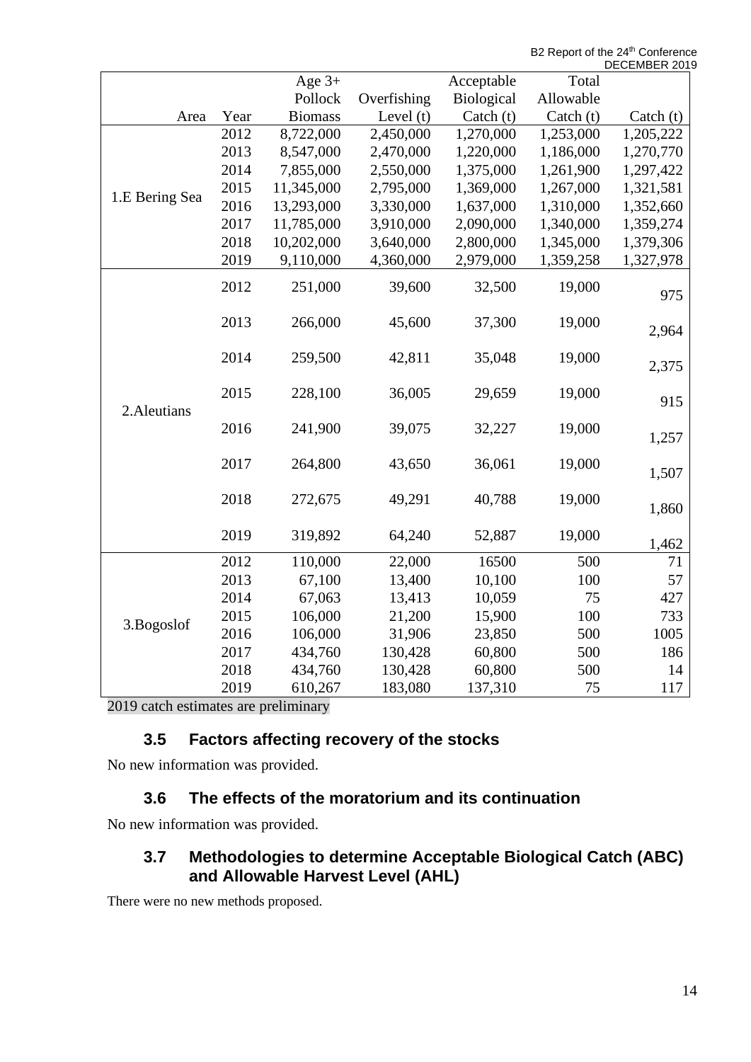| Area | Year | Age 3+ Pollock Biomass | Overfishing Level (t) | Acceptable Biological Catch (t) | Total Allowable Catch (t) | Catch (t) |
|---|---|---|---|---|---|---|
| 1.E Bering Sea | 2012 | 8,722,000 | 2,450,000 | 1,270,000 | 1,253,000 | 1,205,222 |
| | 2013 | 8,547,000 | 2,470,000 | 1,220,000 | 1,186,000 | 1,270,770 |
| | 2014 | 7,855,000 | 2,550,000 | 1,375,000 | 1,261,900 | 1,297,422 |
| | 2015 | 11,345,000 | 2,795,000 | 1,369,000 | 1,267,000 | 1,321,581 |
| | 2016 | 13,293,000 | 3,330,000 | 1,637,000 | 1,310,000 | 1,352,660 |
| | 2017 | 11,785,000 | 3,910,000 | 2,090,000 | 1,340,000 | 1,359,274 |
| | 2018 | 10,202,000 | 3,640,000 | 2,800,000 | 1,345,000 | 1,379,306 |
| | 2019 | 9,110,000 | 4,360,000 | 2,979,000 | 1,359,258 | 1,327,978 |
| 2.Aleutians | 2012 | 251,000 | 39,600 | 32,500 | 19,000 | 975 |
| | 2013 | 266,000 | 45,600 | 37,300 | 19,000 | 2,964 |
| | 2014 | 259,500 | 42,811 | 35,048 | 19,000 | 2,375 |
| | 2015 | 228,100 | 36,005 | 29,659 | 19,000 | 915 |
| | 2016 | 241,900 | 39,075 | 32,227 | 19,000 | 1,257 |
| | 2017 | 264,800 | 43,650 | 36,061 | 19,000 | 1,507 |
| | 2018 | 272,675 | 49,291 | 40,788 | 19,000 | 1,860 |
| | 2019 | 319,892 | 64,240 | 52,887 | 19,000 | 1,462 |
| 3.Bogoslof | 2012 | 110,000 | 22,000 | 16500 | 500 | 71 |
| | 2013 | 67,100 | 13,400 | 10,100 | 100 | 57 |
| | 2014 | 67,063 | 13,413 | 10,059 | 75 | 427 |
| | 2015 | 106,000 | 21,200 | 15,900 | 100 | 733 |
| | 2016 | 106,000 | 31,906 | 23,850 | 500 | 1005 |
| | 2017 | 434,760 | 130,428 | 60,800 | 500 | 186 |
| | 2018 | 434,760 | 130,428 | 60,800 | 500 | 14 |
| | 2019 | 610,267 | 183,080 | 137,310 | 75 | 117 |

2019 catch estimates are preliminary

## 3.5 Factors affecting recovery of the stocks

No new information was provided.

## 3.6 The effects of the moratorium and its continuation

No new information was provided.

## 3.7 Methodologies to determine Acceptable Biological Catch (ABC) and Allowable Harvest Level (AHL)

There were no new methods proposed.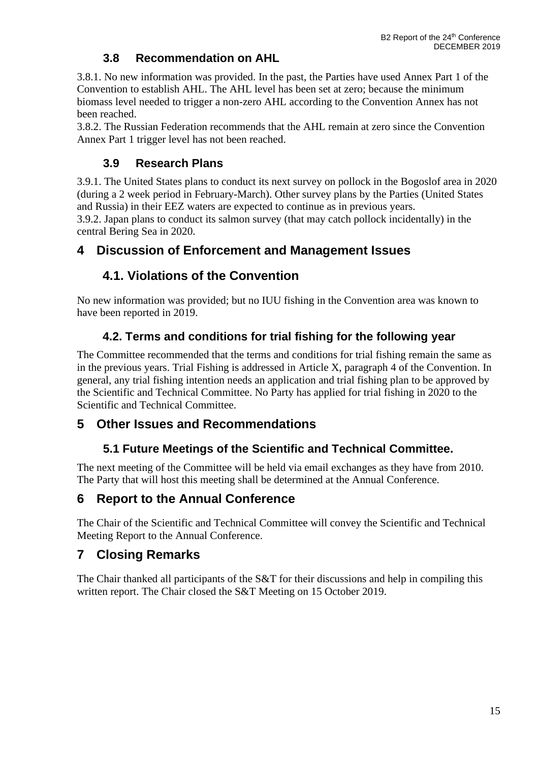### 3.8 Recommendation on AHL

3.8.1. No new information was provided. In the past, the Parties have used Annex Part 1 of the Convention to establish AHL. The AHL level has been set at zero; because the minimum biomass level needed to trigger a non-zero AHL according to the Convention Annex has not been reached.
3.8.2. The Russian Federation recommends that the AHL remain at zero since the Convention Annex Part 1 trigger level has not been reached.

### 3.9 Research Plans

3.9.1. The United States plans to conduct its next survey on pollock in the Bogoslof area in 2020 (during a 2 week period in February-March). Other survey plans by the Parties (United States and Russia) in their EEZ waters are expected to continue as in previous years.
3.9.2. Japan plans to conduct its salmon survey (that may catch pollock incidentally) in the central Bering Sea in 2020.

## 4 Discussion of Enforcement and Management Issues

### 4.1. Violations of the Convention

No new information was provided; but no IUU fishing in the Convention area was known to have been reported in 2019.

### 4.2. Terms and conditions for trial fishing for the following year

The Committee recommended that the terms and conditions for trial fishing remain the same as in the previous years. Trial Fishing is addressed in Article X, paragraph 4 of the Convention. In general, any trial fishing intention needs an application and trial fishing plan to be approved by the Scientific and Technical Committee. No Party has applied for trial fishing in 2020 to the Scientific and Technical Committee.

## 5 Other Issues and Recommendations

### 5.1 Future Meetings of the Scientific and Technical Committee.

The next meeting of the Committee will be held via email exchanges as they have from 2010. The Party that will host this meeting shall be determined at the Annual Conference.

## 6 Report to the Annual Conference

The Chair of the Scientific and Technical Committee will convey the Scientific and Technical Meeting Report to the Annual Conference.

## 7 Closing Remarks

The Chair thanked all participants of the S&T for their discussions and help in compiling this written report. The Chair closed the S&T Meeting on 15 October 2019.